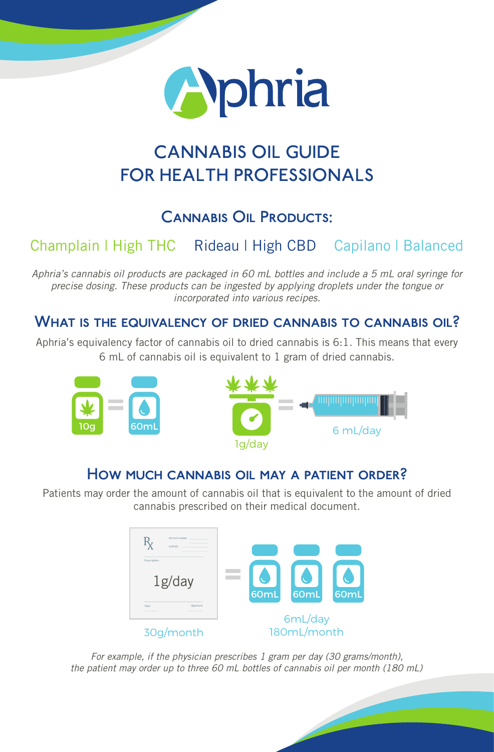# Aphria

# CANNABIS OIL GUIDE FOR HEALTH PROFESSIONALS

## Cannabis Oil Products:

Champlain | High THC    Rideau | High CBD    Capilano | Balanced

*Aphria's cannabis oil products are packaged in 60 mL bottles and include a 5 mL oral syringe for precise dosing. These products can be ingested by applying droplets under the tongue or incorporated into various recipes.*

## What is the equivalency of dried cannabis to cannabis oil?

Aphria's equivalency factor of cannabis oil to dried cannabis is 6:1. This means that every 6 mL of cannabis oil is equivalent to 1 gram of dried cannabis.

10g = 60mL

1g/day = 6 mL/day

## How much cannabis oil may a patient order?

Patients may order the amount of cannabis oil that is equivalent to the amount of dried cannabis prescribed on their medical document.

Rx Prescription: 1g/day = 60mL 60mL 60mL

30g/month    6mL/day 180mL/month

*For example, if the physician prescribes 1 gram per day (30 grams/month), the patient may order up to three 60 mL bottles of cannabis oil per month (180 mL)*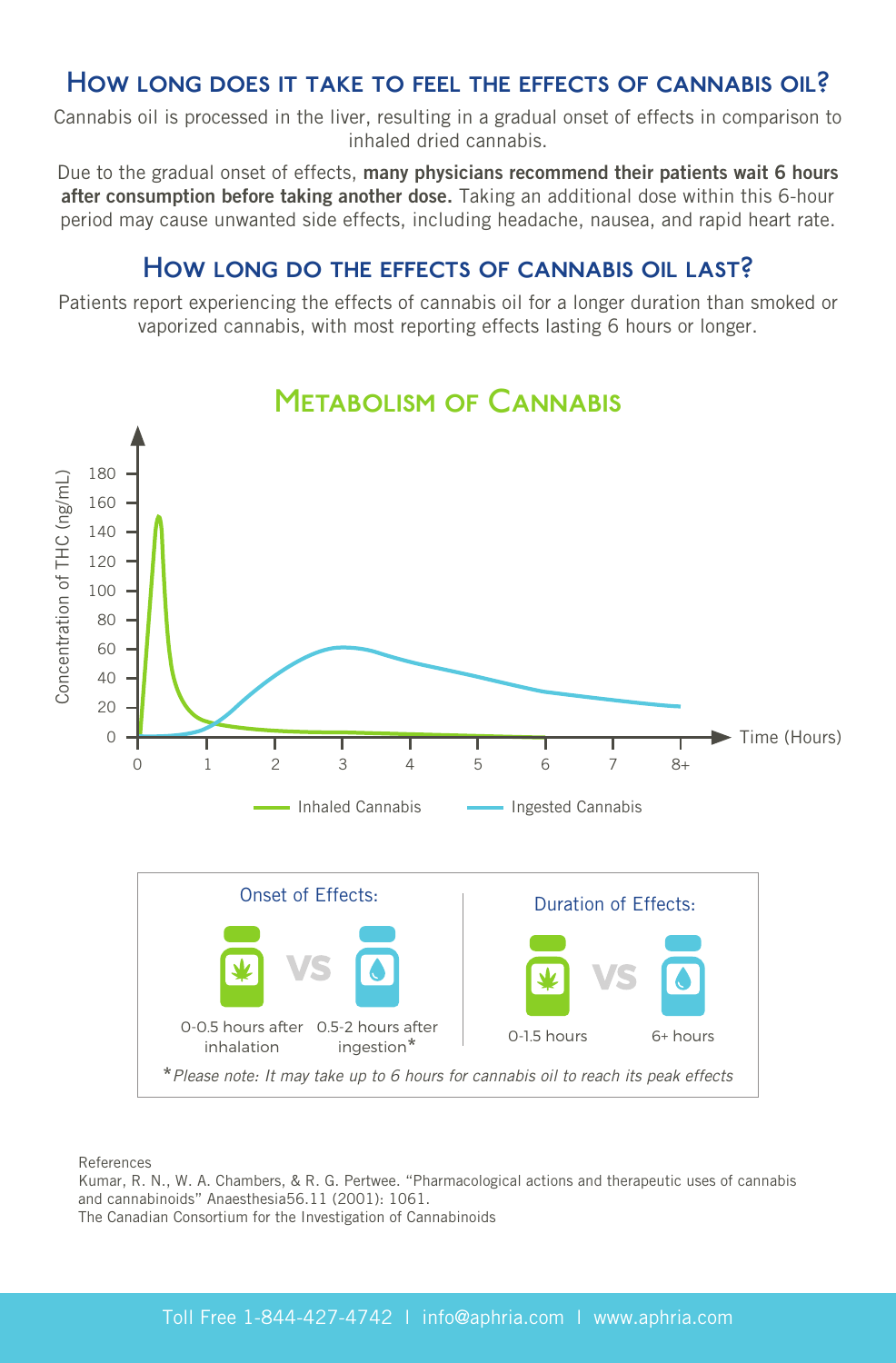## How long does it take to feel the effects of cannabis oil?

Cannabis oil is processed in the liver, resulting in a gradual onset of effects in comparison to inhaled dried cannabis.

Due to the gradual onset of effects, **many physicians recommend their patients wait 6 hours after consumption before taking another dose.** Taking an additional dose within this 6-hour period may cause unwanted side effects, including headache, nausea, and rapid heart rate.

## How long do the effects of cannabis oil last?

Patients report experiencing the effects of cannabis oil for a longer duration than smoked or vaporized cannabis, with most reporting effects lasting 6 hours or longer.

## Metabolism of Cannabis

Concentration of THC (ng/mL)

180
160
140
120
100
80
60
40
20
0

Time (Hours)

0 1 2 3 4 5 6 7 8+

Inhaled Cannabis

Ingested Cannabis

**Onset of Effects:**

0-0.5 hours after inhalation VS 0.5-2 hours after ingestion*

**Duration of Effects:**

0-1.5 hours VS 6+ hours

**Please note: It may take up to 6 hours for cannabis oil to reach its peak effects*

References

Kumar, R. N., W. A. Chambers, & R. G. Pertwee. "Pharmacological actions and therapeutic uses of cannabis and cannabinoids" Anaesthesia56.11 (2001): 1061.

The Canadian Consortium for the Investigation of Cannabinoids

Toll Free 1-844-427-4742 | info@aphria.com | www.aphria.com